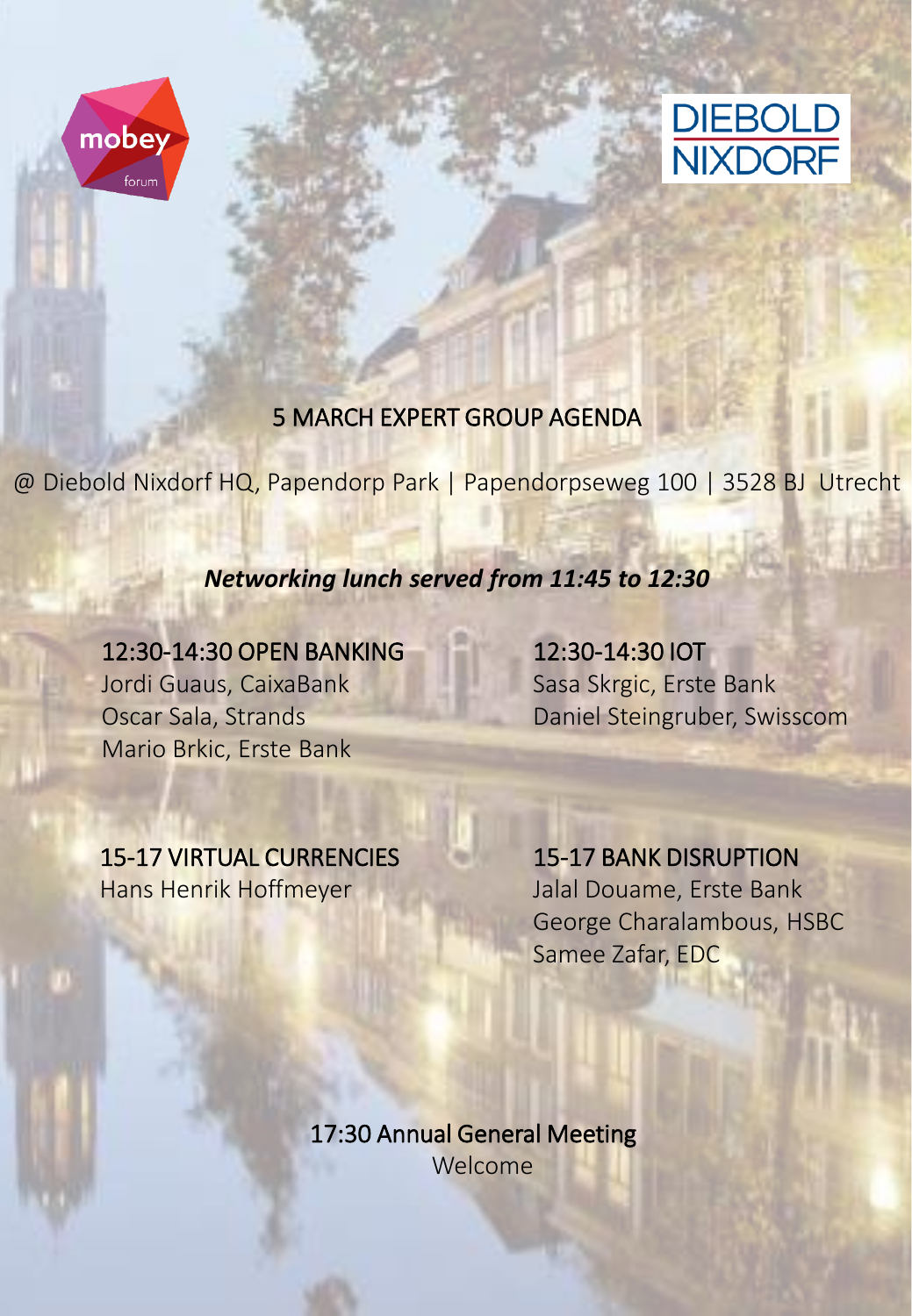mobey forum

DIEBOLD NIXDORF

# 5 MARCH EXPERT GROUP AGENDA

@ Diebold Nixdorf HQ, Papendorp Park | Papendorpseweg 100 | 3528 BJ Utrecht

***Networking lunch served from 11:45 to 12:30***

## 12:30-14:30 OPEN BANKING

Jordi Guaus, CaixaBank
Oscar Sala, Strands
Mario Brkic, Erste Bank

## 12:30-14:30 IOT

Sasa Skrgic, Erste Bank
Daniel Steingruber, Swisscom

## 15-17 VIRTUAL CURRENCIES

Hans Henrik Hoffmeyer

## 15-17 BANK DISRUPTION

Jalal Douame, Erste Bank
George Charalambous, HSBC
Samee Zafar, EDC

## 17:30 Annual General Meeting

Welcome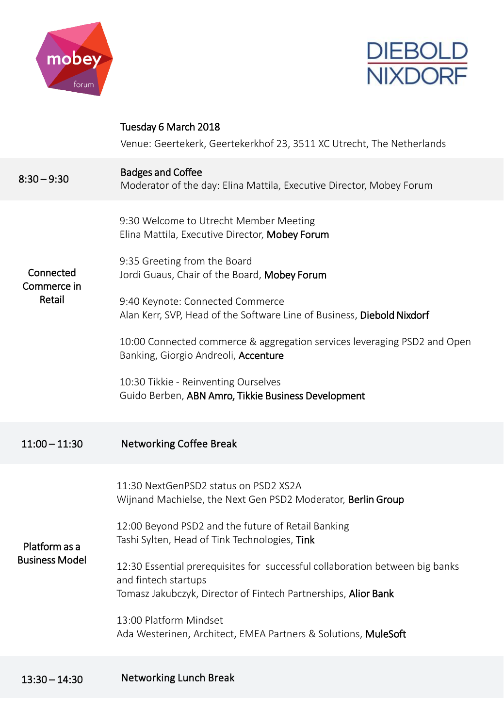**Tuesday 6 March 2018**

Venue: Geertekerk, Geertekerkhof 23, 3511 XC Utrecht, The Netherlands

| | |
|---|---|
| 8:30 – 9:30 | **Badges and Coffee**<br>Moderator of the day: Elina Mattila, Executive Director, Mobey Forum |
| Connected Commerce in Retail | 9:30 Welcome to Utrecht Member Meeting<br>Elina Mattila, Executive Director, **Mobey Forum**<br><br>9:35 Greeting from the Board<br>Jordi Guaus, Chair of the Board, **Mobey Forum**<br><br>9:40 Keynote: Connected Commerce<br>Alan Kerr, SVP, Head of the Software Line of Business, **Diebold Nixdorf**<br><br>10:00 Connected commerce & aggregation services leveraging PSD2 and Open Banking, Giorgio Andreoli, **Accenture**<br><br>10:30 Tikkie - Reinventing Ourselves<br>Guido Berben, **ABN Amro, Tikkie Business Development** |
| 11:00 – 11:30 | **Networking Coffee Break** |
| Platform as a Business Model | 11:30 NextGenPSD2 status on PSD2 XS2A<br>Wijnand Machielse, the Next Gen PSD2 Moderator, **Berlin Group**<br><br>12:00 Beyond PSD2 and the future of Retail Banking<br>Tashi Sylten, Head of Tink Technologies, **Tink**<br><br>12:30 Essential prerequisites for successful collaboration between big banks and fintech startups<br>Tomasz Jakubczyk, Director of Fintech Partnerships, **Alior Bank**<br><br>13:00 Platform Mindset<br>Ada Westerinen, Architect, EMEA Partners & Solutions, **MuleSoft** |
| 13:30 – 14:30 | **Networking Lunch Break** |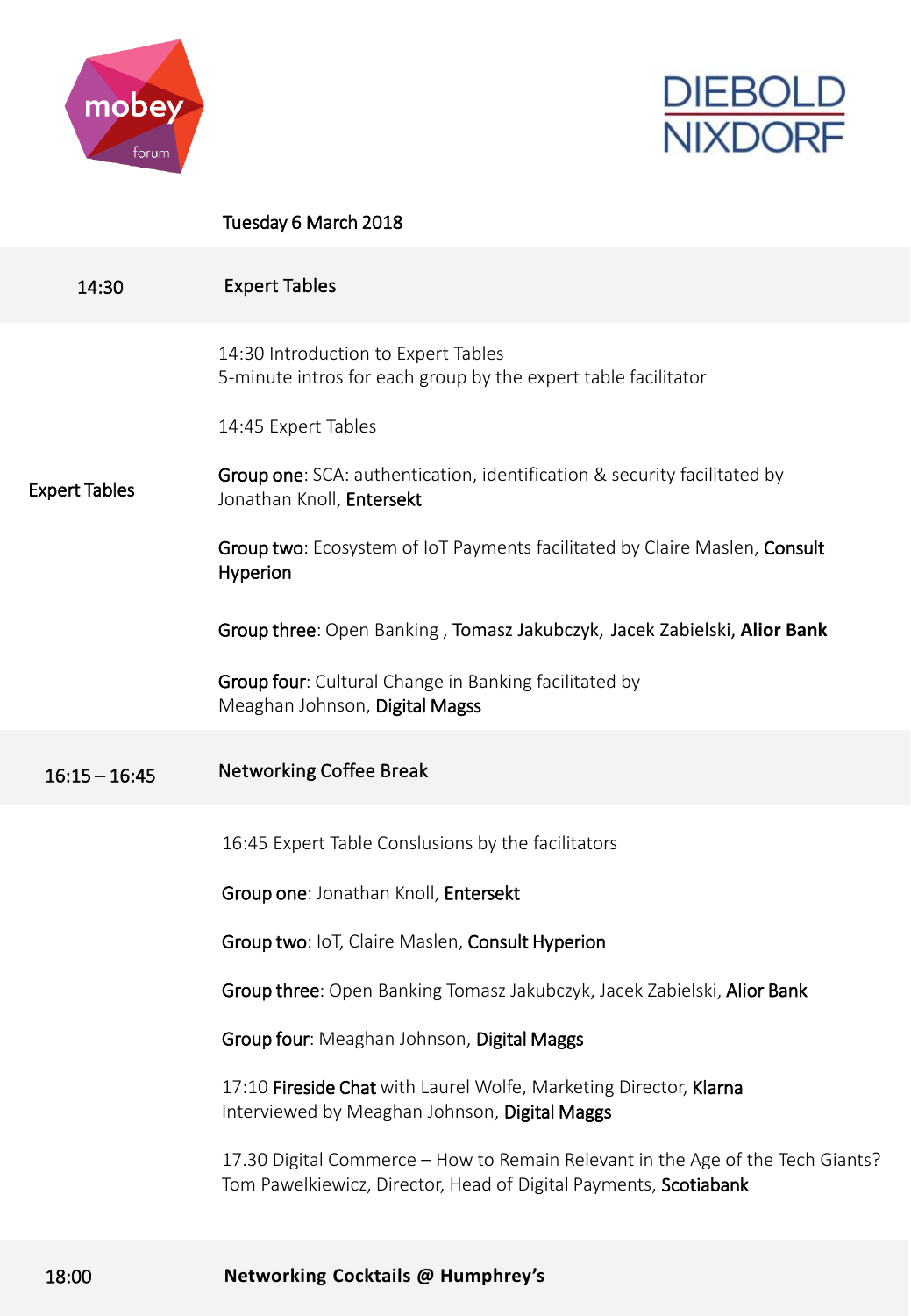Tuesday 6 March 2018

| 14:30 | Expert Tables |
|---|---|
| Expert Tables | 14:30 Introduction to Expert Tables<br>5-minute intros for each group by the expert table facilitator<br><br>14:45 Expert Tables<br><br>**Group one**: SCA: authentication, identification & security facilitated by Jonathan Knoll, **Entersekt**<br><br>**Group two**: Ecosystem of IoT Payments facilitated by Claire Maslen, **Consult Hyperion**<br><br>**Group three**: Open Banking , **Tomasz Jakubczyk**, **Jacek Zabielski**, **Alior Bank**<br><br>**Group four**: Cultural Change in Banking facilitated by Meaghan Johnson, **Digital Magss** |
| 16:15 – 16:45 | Networking Coffee Break |
| | 16:45 Expert Table Conslusions by the facilitators<br><br>**Group one**: Jonathan Knoll, **Entersekt**<br><br>**Group two**: IoT, Claire Maslen, **Consult Hyperion**<br><br>**Group three**: Open Banking Tomasz Jakubczyk, Jacek Zabielski, **Alior Bank**<br><br>**Group four**: Meaghan Johnson, **Digital Maggs**<br><br>17:10 **Fireside Chat** with Laurel Wolfe, Marketing Director, **Klarna**<br>Interviewed by Meaghan Johnson, **Digital Maggs**<br><br>17.30 Digital Commerce – How to Remain Relevant in the Age of the Tech Giants?<br>Tom Pawelkiewicz, Director, Head of Digital Payments, **Scotiabank** |
| 18:00 | **Networking Cocktails @ Humphrey's** |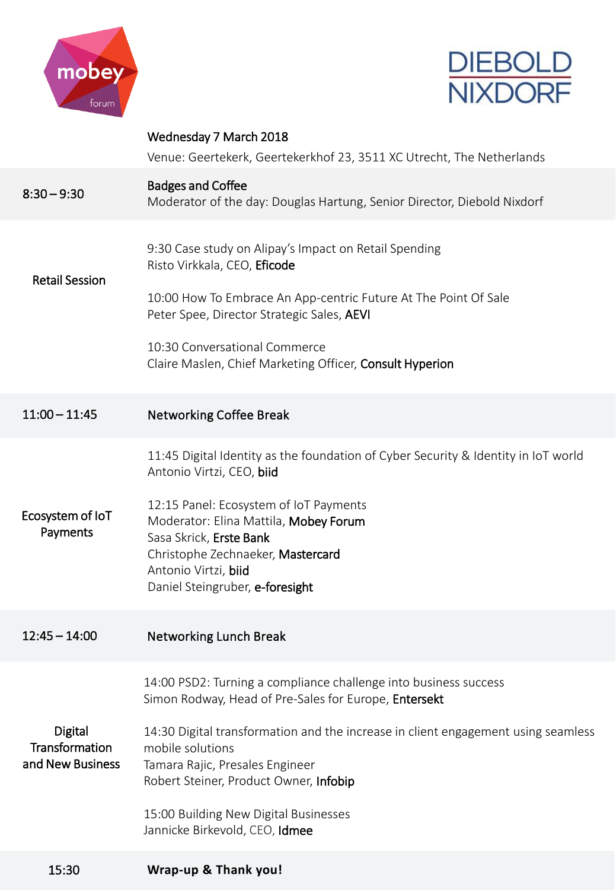mobey forum

DIEBOLD NIXDORF

| | |
|---|---|
| | Wednesday 7 March 2018<br>Venue: Geertekerk, Geertekerkhof 23, 3511 XC Utrecht, The Netherlands |
| 8:30 – 9:30 | Badges and Coffee<br>Moderator of the day: Douglas Hartung, Senior Director, Diebold Nixdorf |
| Retail Session | 9:30 Case study on Alipay's Impact on Retail Spending<br>Risto Virkkala, CEO, **Eficode**<br><br>10:00 How To Embrace An App-centric Future At The Point Of Sale<br>Peter Spee, Director Strategic Sales, **AEVI**<br><br>10:30 Conversational Commerce<br>Claire Maslen, Chief Marketing Officer, **Consult Hyperion** |
| 11:00 – 11:45 | Networking Coffee Break |
| Ecosystem of IoT Payments | 11:45 Digital Identity as the foundation of Cyber Security & Identity in IoT world<br>Antonio Virtzi, CEO, **biid**<br><br>12:15 Panel: Ecosystem of IoT Payments<br>Moderator: Elina Mattila, **Mobey Forum**<br>Sasa Skrick, **Erste Bank**<br>Christophe Zechnaeker, **Mastercard**<br>Antonio Virtzi, **biid**<br>Daniel Steingruber, **e-foresight** |
| 12:45 – 14:00 | Networking Lunch Break |
| Digital Transformation and New Business | 14:00 PSD2: Turning a compliance challenge into business success<br>Simon Rodway, Head of Pre-Sales for Europe, **Entersekt**<br><br>14:30 Digital transformation and the increase in client engagement using seamless mobile solutions<br>Tamara Rajic, Presales Engineer<br>Robert Steiner, Product Owner, **Infobip**<br><br>15:00 Building New Digital Businesses<br>Jannicke Birkevold, CEO, **Idmee** |
| 15:30 | **Wrap-up & Thank you!** |